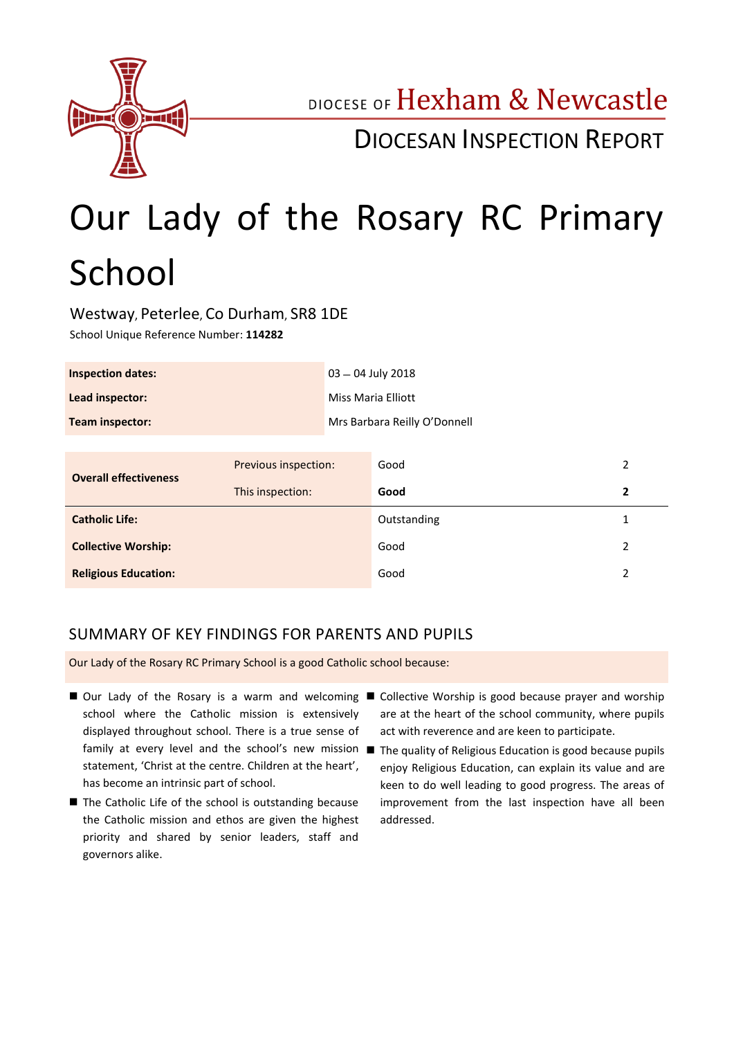DIOCESE OF Hexham & Newcastle

DIOCESAN INSPECTION REPORT

# Our Lady of the Rosary RC Primary School

Westway, Peterlee, Co Durham, SR8 1DE

School Unique Reference Number: **114282**

| | |
|---|---|
| **Inspection dates:** | 03 – 04 July 2018 |
| **Lead inspector:** | Miss Maria Elliott |
| **Team inspector:** | Mrs Barbara Reilly O'Donnell |

| | | | |
|---|---|---|---|
| **Overall effectiveness** | Previous inspection: | Good | 2 |
| | This inspection: | **Good** | **2** |
| **Catholic Life:** | | Outstanding | 1 |
| **Collective Worship:** | | Good | 2 |
| **Religious Education:** | | Good | 2 |

## SUMMARY OF KEY FINDINGS FOR PARENTS AND PUPILS

Our Lady of the Rosary RC Primary School is a good Catholic school because:

- Our Lady of the Rosary is a warm and welcoming school where the Catholic mission is extensively displayed throughout school. There is a true sense of family at every level and the school's new mission statement, 'Christ at the centre. Children at the heart', has become an intrinsic part of school.
- The Catholic Life of the school is outstanding because the Catholic mission and ethos are given the highest priority and shared by senior leaders, staff and governors alike.
- Collective Worship is good because prayer and worship are at the heart of the school community, where pupils act with reverence and are keen to participate.
- The quality of Religious Education is good because pupils enjoy Religious Education, can explain its value and are keen to do well leading to good progress. The areas of improvement from the last inspection have all been addressed.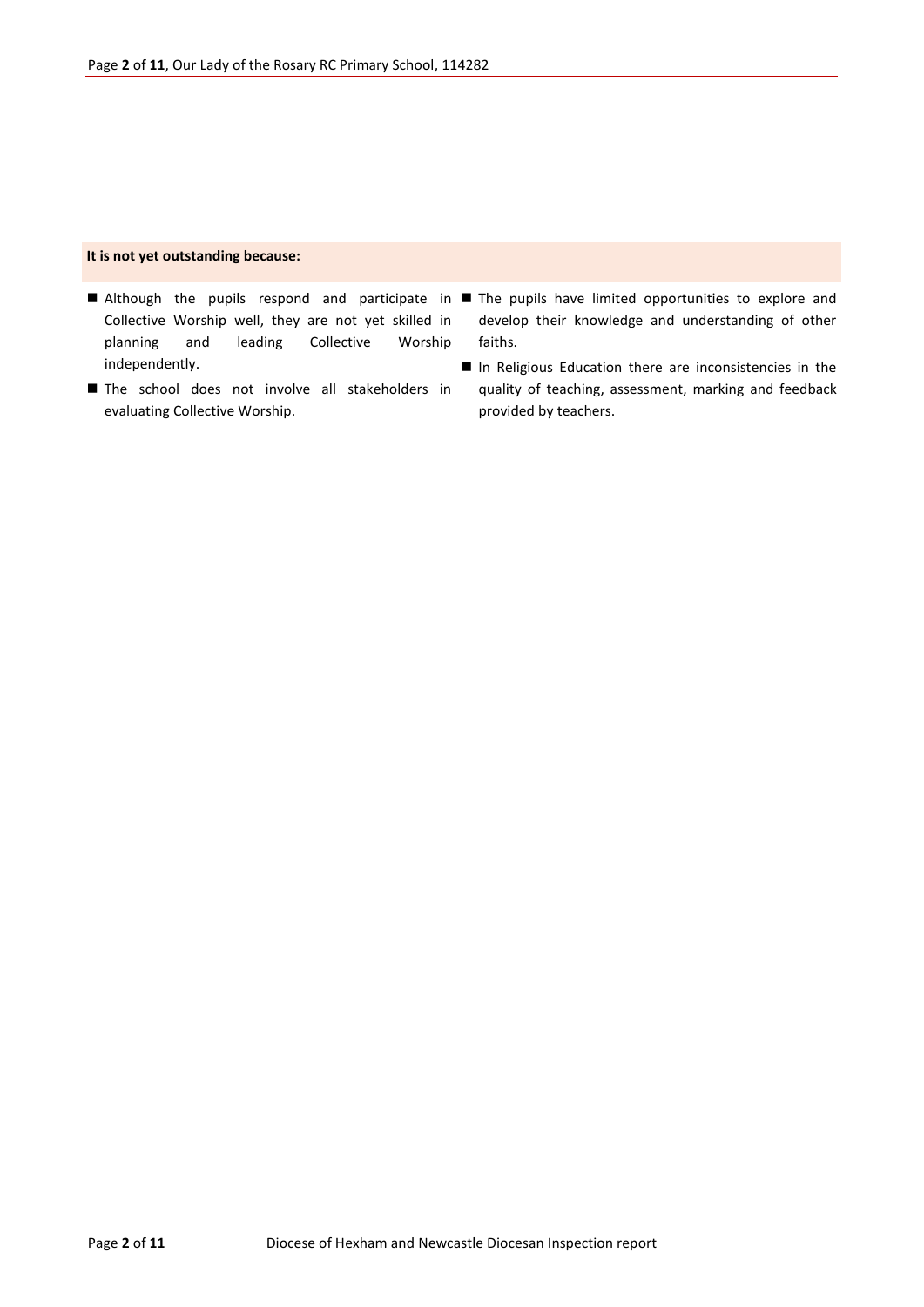**It is not yet outstanding because:**

- Although the pupils respond and participate in Collective Worship well, they are not yet skilled in planning and leading Collective Worship independently.
- The school does not involve all stakeholders in evaluating Collective Worship.
- The pupils have limited opportunities to explore and develop their knowledge and understanding of other faiths.
- In Religious Education there are inconsistencies in the quality of teaching, assessment, marking and feedback provided by teachers.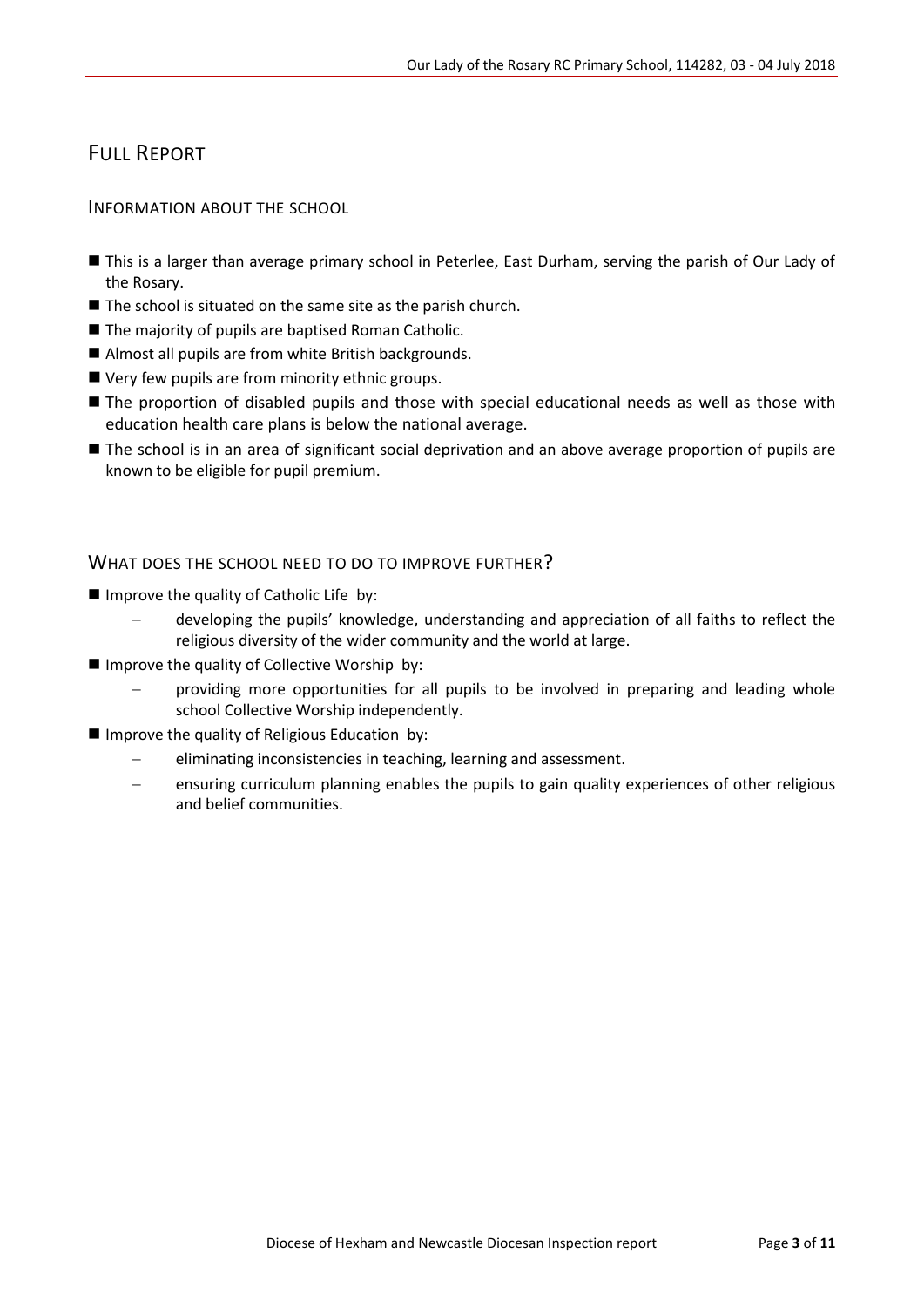# FULL REPORT

## INFORMATION ABOUT THE SCHOOL

- This is a larger than average primary school in Peterlee, East Durham, serving the parish of Our Lady of the Rosary.
- The school is situated on the same site as the parish church.
- The majority of pupils are baptised Roman Catholic.
- Almost all pupils are from white British backgrounds.
- Very few pupils are from minority ethnic groups.
- The proportion of disabled pupils and those with special educational needs as well as those with education health care plans is below the national average.
- The school is in an area of significant social deprivation and an above average proportion of pupils are known to be eligible for pupil premium.

## WHAT DOES THE SCHOOL NEED TO DO TO IMPROVE FURTHER?

- Improve the quality of Catholic Life by:
  - developing the pupils' knowledge, understanding and appreciation of all faiths to reflect the religious diversity of the wider community and the world at large.
- Improve the quality of Collective Worship by:
  - providing more opportunities for all pupils to be involved in preparing and leading whole school Collective Worship independently.
- Improve the quality of Religious Education by:
  - eliminating inconsistencies in teaching, learning and assessment.
  - ensuring curriculum planning enables the pupils to gain quality experiences of other religious and belief communities.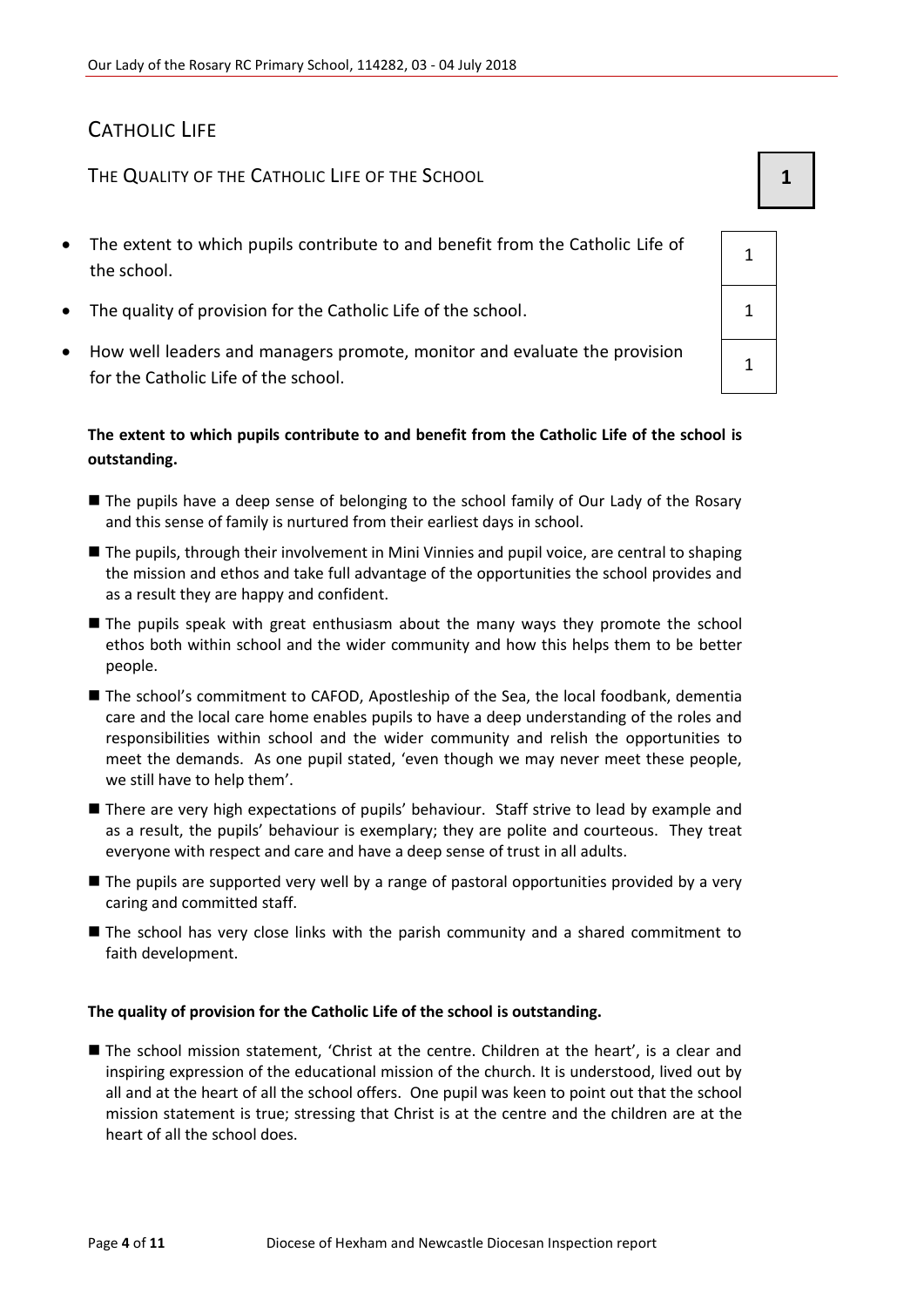## CATHOLIC LIFE

### THE QUALITY OF THE CATHOLIC LIFE OF THE SCHOOL

**1**

| | |
|---|---|
| The extent to which pupils contribute to and benefit from the Catholic Life of the school. | 1 |
| The quality of provision for the Catholic Life of the school. | 1 |
| How well leaders and managers promote, monitor and evaluate the provision for the Catholic Life of the school. | 1 |

**The extent to which pupils contribute to and benefit from the Catholic Life of the school is outstanding.**

- The pupils have a deep sense of belonging to the school family of Our Lady of the Rosary and this sense of family is nurtured from their earliest days in school.
- The pupils, through their involvement in Mini Vinnies and pupil voice, are central to shaping the mission and ethos and take full advantage of the opportunities the school provides and as a result they are happy and confident.
- The pupils speak with great enthusiasm about the many ways they promote the school ethos both within school and the wider community and how this helps them to be better people.
- The school's commitment to CAFOD, Apostleship of the Sea, the local foodbank, dementia care and the local care home enables pupils to have a deep understanding of the roles and responsibilities within school and the wider community and relish the opportunities to meet the demands. As one pupil stated, 'even though we may never meet these people, we still have to help them'.
- There are very high expectations of pupils' behaviour. Staff strive to lead by example and as a result, the pupils' behaviour is exemplary; they are polite and courteous. They treat everyone with respect and care and have a deep sense of trust in all adults.
- The pupils are supported very well by a range of pastoral opportunities provided by a very caring and committed staff.
- The school has very close links with the parish community and a shared commitment to faith development.

**The quality of provision for the Catholic Life of the school is outstanding.**

- The school mission statement, 'Christ at the centre. Children at the heart', is a clear and inspiring expression of the educational mission of the church. It is understood, lived out by all and at the heart of all the school offers. One pupil was keen to point out that the school mission statement is true; stressing that Christ is at the centre and the children are at the heart of all the school does.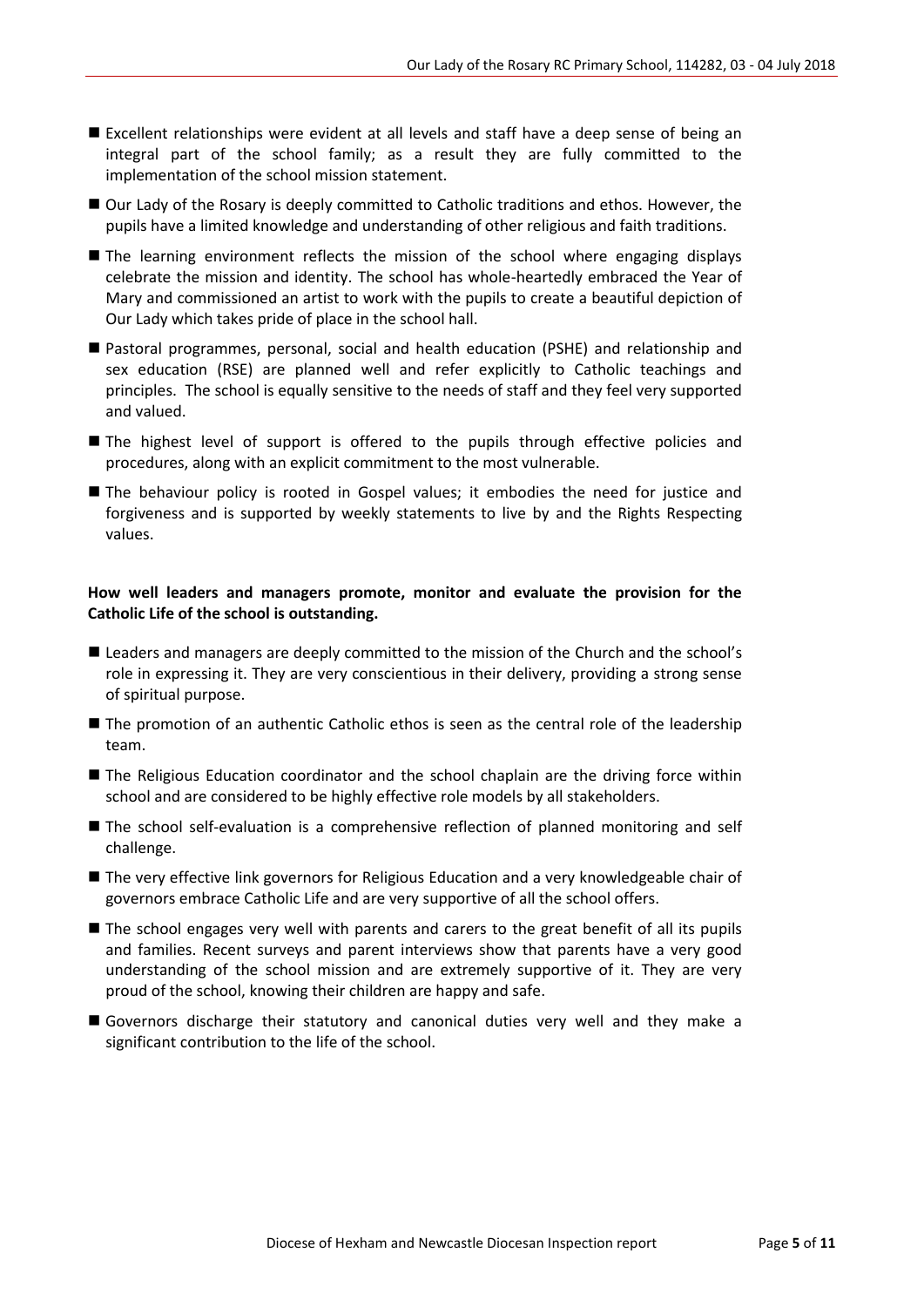- Excellent relationships were evident at all levels and staff have a deep sense of being an integral part of the school family; as a result they are fully committed to the implementation of the school mission statement.
- Our Lady of the Rosary is deeply committed to Catholic traditions and ethos. However, the pupils have a limited knowledge and understanding of other religious and faith traditions.
- The learning environment reflects the mission of the school where engaging displays celebrate the mission and identity. The school has whole-heartedly embraced the Year of Mary and commissioned an artist to work with the pupils to create a beautiful depiction of Our Lady which takes pride of place in the school hall.
- Pastoral programmes, personal, social and health education (PSHE) and relationship and sex education (RSE) are planned well and refer explicitly to Catholic teachings and principles. The school is equally sensitive to the needs of staff and they feel very supported and valued.
- The highest level of support is offered to the pupils through effective policies and procedures, along with an explicit commitment to the most vulnerable.
- The behaviour policy is rooted in Gospel values; it embodies the need for justice and forgiveness and is supported by weekly statements to live by and the Rights Respecting values.

**How well leaders and managers promote, monitor and evaluate the provision for the Catholic Life of the school is outstanding.**

- Leaders and managers are deeply committed to the mission of the Church and the school's role in expressing it. They are very conscientious in their delivery, providing a strong sense of spiritual purpose.
- The promotion of an authentic Catholic ethos is seen as the central role of the leadership team.
- The Religious Education coordinator and the school chaplain are the driving force within school and are considered to be highly effective role models by all stakeholders.
- The school self-evaluation is a comprehensive reflection of planned monitoring and self challenge.
- The very effective link governors for Religious Education and a very knowledgeable chair of governors embrace Catholic Life and are very supportive of all the school offers.
- The school engages very well with parents and carers to the great benefit of all its pupils and families. Recent surveys and parent interviews show that parents have a very good understanding of the school mission and are extremely supportive of it. They are very proud of the school, knowing their children are happy and safe.
- Governors discharge their statutory and canonical duties very well and they make a significant contribution to the life of the school.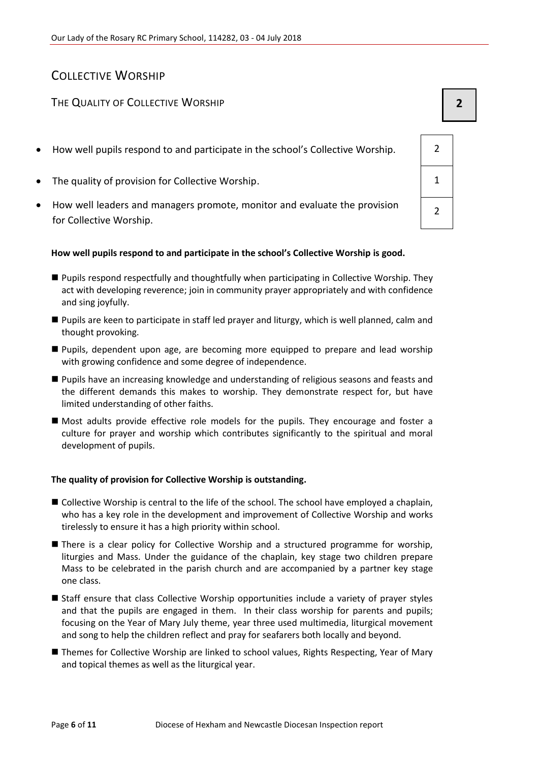## COLLECTIVE WORSHIP

### THE QUALITY OF COLLECTIVE WORSHIP **2**

| | |
|---|---|
| How well pupils respond to and participate in the school's Collective Worship. | 2 |
| The quality of provision for Collective Worship. | 1 |
| How well leaders and managers promote, monitor and evaluate the provision for Collective Worship. | 2 |

**How well pupils respond to and participate in the school's Collective Worship is good.**

- Pupils respond respectfully and thoughtfully when participating in Collective Worship. They act with developing reverence; join in community prayer appropriately and with confidence and sing joyfully.
- Pupils are keen to participate in staff led prayer and liturgy, which is well planned, calm and thought provoking.
- Pupils, dependent upon age, are becoming more equipped to prepare and lead worship with growing confidence and some degree of independence.
- Pupils have an increasing knowledge and understanding of religious seasons and feasts and the different demands this makes to worship. They demonstrate respect for, but have limited understanding of other faiths.
- Most adults provide effective role models for the pupils. They encourage and foster a culture for prayer and worship which contributes significantly to the spiritual and moral development of pupils.

**The quality of provision for Collective Worship is outstanding.**

- Collective Worship is central to the life of the school. The school have employed a chaplain, who has a key role in the development and improvement of Collective Worship and works tirelessly to ensure it has a high priority within school.
- There is a clear policy for Collective Worship and a structured programme for worship, liturgies and Mass. Under the guidance of the chaplain, key stage two children prepare Mass to be celebrated in the parish church and are accompanied by a partner key stage one class.
- Staff ensure that class Collective Worship opportunities include a variety of prayer styles and that the pupils are engaged in them. In their class worship for parents and pupils; focusing on the Year of Mary July theme, year three used multimedia, liturgical movement and song to help the children reflect and pray for seafarers both locally and beyond.
- Themes for Collective Worship are linked to school values, Rights Respecting, Year of Mary and topical themes as well as the liturgical year.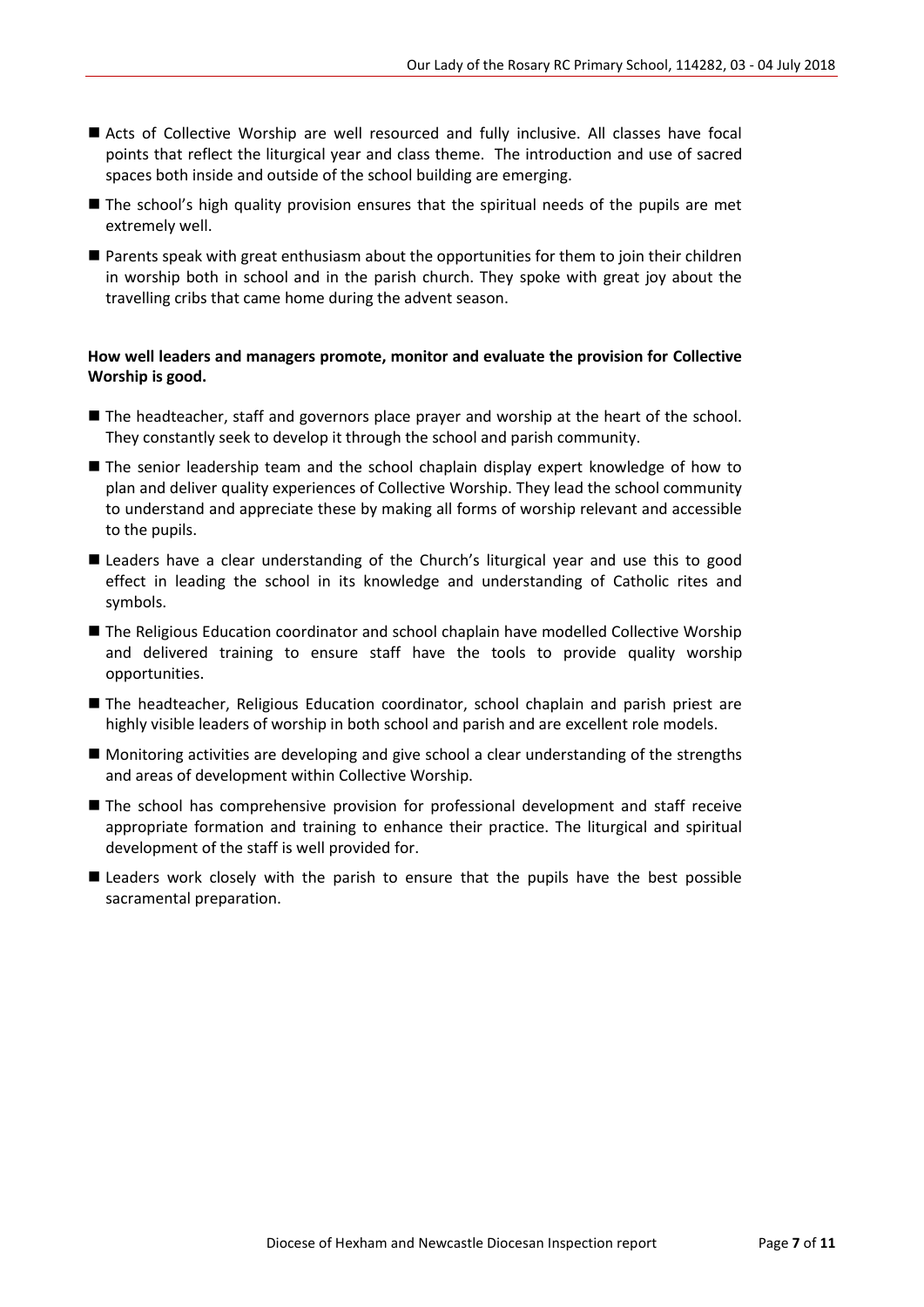- Acts of Collective Worship are well resourced and fully inclusive. All classes have focal points that reflect the liturgical year and class theme. The introduction and use of sacred spaces both inside and outside of the school building are emerging.
- The school's high quality provision ensures that the spiritual needs of the pupils are met extremely well.
- Parents speak with great enthusiasm about the opportunities for them to join their children in worship both in school and in the parish church. They spoke with great joy about the travelling cribs that came home during the advent season.

**How well leaders and managers promote, monitor and evaluate the provision for Collective Worship is good.**

- The headteacher, staff and governors place prayer and worship at the heart of the school. They constantly seek to develop it through the school and parish community.
- The senior leadership team and the school chaplain display expert knowledge of how to plan and deliver quality experiences of Collective Worship. They lead the school community to understand and appreciate these by making all forms of worship relevant and accessible to the pupils.
- Leaders have a clear understanding of the Church's liturgical year and use this to good effect in leading the school in its knowledge and understanding of Catholic rites and symbols.
- The Religious Education coordinator and school chaplain have modelled Collective Worship and delivered training to ensure staff have the tools to provide quality worship opportunities.
- The headteacher, Religious Education coordinator, school chaplain and parish priest are highly visible leaders of worship in both school and parish and are excellent role models.
- Monitoring activities are developing and give school a clear understanding of the strengths and areas of development within Collective Worship.
- The school has comprehensive provision for professional development and staff receive appropriate formation and training to enhance their practice. The liturgical and spiritual development of the staff is well provided for.
- Leaders work closely with the parish to ensure that the pupils have the best possible sacramental preparation.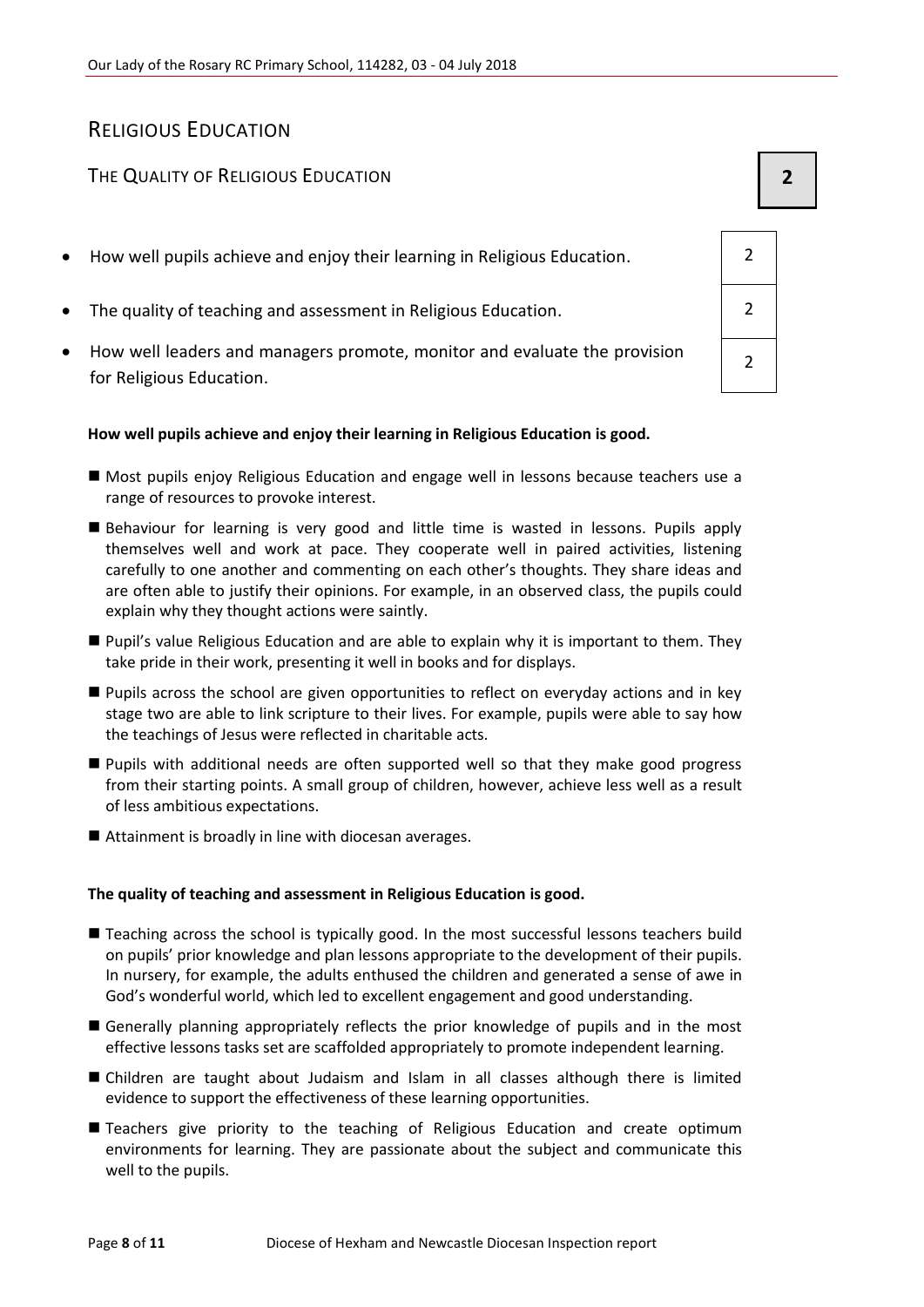# RELIGIOUS EDUCATION

## THE QUALITY OF RELIGIOUS EDUCATION

**2**

| | |
|---|---|
| How well pupils achieve and enjoy their learning in Religious Education. | 2 |
| The quality of teaching and assessment in Religious Education. | 2 |
| How well leaders and managers promote, monitor and evaluate the provision for Religious Education. | 2 |

**How well pupils achieve and enjoy their learning in Religious Education is good.**

- Most pupils enjoy Religious Education and engage well in lessons because teachers use a range of resources to provoke interest.
- Behaviour for learning is very good and little time is wasted in lessons. Pupils apply themselves well and work at pace. They cooperate well in paired activities, listening carefully to one another and commenting on each other's thoughts. They share ideas and are often able to justify their opinions. For example, in an observed class, the pupils could explain why they thought actions were saintly.
- Pupil's value Religious Education and are able to explain why it is important to them. They take pride in their work, presenting it well in books and for displays.
- Pupils across the school are given opportunities to reflect on everyday actions and in key stage two are able to link scripture to their lives. For example, pupils were able to say how the teachings of Jesus were reflected in charitable acts.
- Pupils with additional needs are often supported well so that they make good progress from their starting points. A small group of children, however, achieve less well as a result of less ambitious expectations.
- Attainment is broadly in line with diocesan averages.

**The quality of teaching and assessment in Religious Education is good.**

- Teaching across the school is typically good. In the most successful lessons teachers build on pupils' prior knowledge and plan lessons appropriate to the development of their pupils. In nursery, for example, the adults enthused the children and generated a sense of awe in God's wonderful world, which led to excellent engagement and good understanding.
- Generally planning appropriately reflects the prior knowledge of pupils and in the most effective lessons tasks set are scaffolded appropriately to promote independent learning.
- Children are taught about Judaism and Islam in all classes although there is limited evidence to support the effectiveness of these learning opportunities.
- Teachers give priority to the teaching of Religious Education and create optimum environments for learning. They are passionate about the subject and communicate this well to the pupils.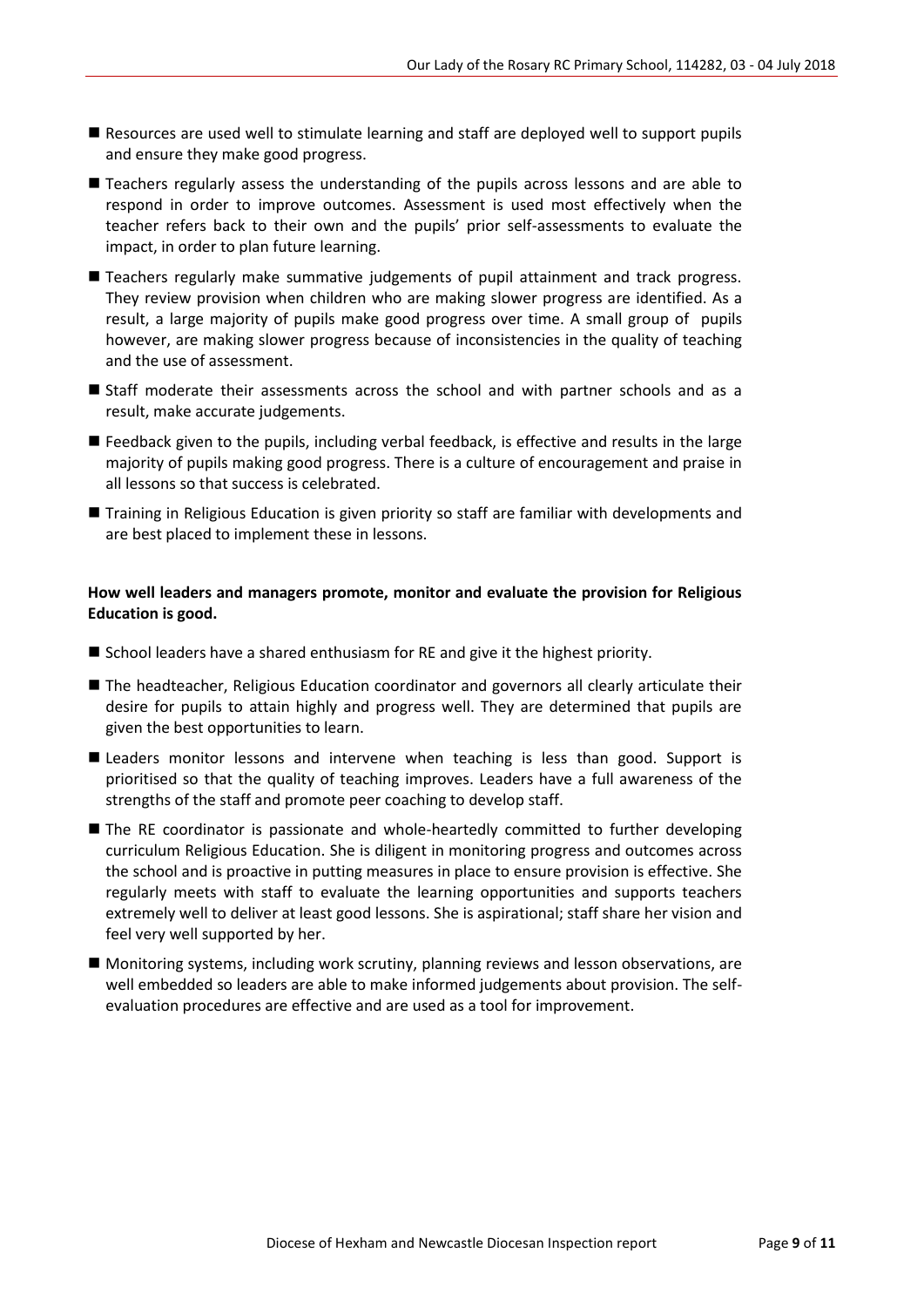- Resources are used well to stimulate learning and staff are deployed well to support pupils and ensure they make good progress.
- Teachers regularly assess the understanding of the pupils across lessons and are able to respond in order to improve outcomes. Assessment is used most effectively when the teacher refers back to their own and the pupils' prior self-assessments to evaluate the impact, in order to plan future learning.
- Teachers regularly make summative judgements of pupil attainment and track progress. They review provision when children who are making slower progress are identified. As a result, a large majority of pupils make good progress over time. A small group of pupils however, are making slower progress because of inconsistencies in the quality of teaching and the use of assessment.
- Staff moderate their assessments across the school and with partner schools and as a result, make accurate judgements.
- Feedback given to the pupils, including verbal feedback, is effective and results in the large majority of pupils making good progress. There is a culture of encouragement and praise in all lessons so that success is celebrated.
- Training in Religious Education is given priority so staff are familiar with developments and are best placed to implement these in lessons.

**How well leaders and managers promote, monitor and evaluate the provision for Religious Education is good.**

- School leaders have a shared enthusiasm for RE and give it the highest priority.
- The headteacher, Religious Education coordinator and governors all clearly articulate their desire for pupils to attain highly and progress well. They are determined that pupils are given the best opportunities to learn.
- Leaders monitor lessons and intervene when teaching is less than good. Support is prioritised so that the quality of teaching improves. Leaders have a full awareness of the strengths of the staff and promote peer coaching to develop staff.
- The RE coordinator is passionate and whole-heartedly committed to further developing curriculum Religious Education. She is diligent in monitoring progress and outcomes across the school and is proactive in putting measures in place to ensure provision is effective. She regularly meets with staff to evaluate the learning opportunities and supports teachers extremely well to deliver at least good lessons. She is aspirational; staff share her vision and feel very well supported by her.
- Monitoring systems, including work scrutiny, planning reviews and lesson observations, are well embedded so leaders are able to make informed judgements about provision. The self-evaluation procedures are effective and are used as a tool for improvement.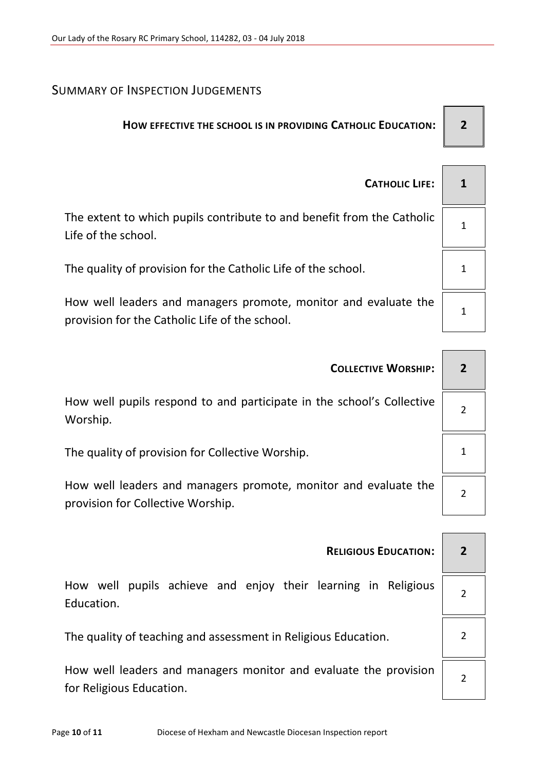## Summary of Inspection Judgements

| | |
|---|---|
| **How effective the school is in providing Catholic Education:** | **2** |
| **Catholic Life:** | **1** |
| The extent to which pupils contribute to and benefit from the Catholic Life of the school. | 1 |
| The quality of provision for the Catholic Life of the school. | 1 |
| How well leaders and managers promote, monitor and evaluate the provision for the Catholic Life of the school. | 1 |
| **Collective Worship:** | **2** |
| How well pupils respond to and participate in the school's Collective Worship. | 2 |
| The quality of provision for Collective Worship. | 1 |
| How well leaders and managers promote, monitor and evaluate the provision for Collective Worship. | 2 |
| **Religious Education:** | **2** |
| How well pupils achieve and enjoy their learning in Religious Education. | 2 |
| The quality of teaching and assessment in Religious Education. | 2 |
| How well leaders and managers monitor and evaluate the provision for Religious Education. | 2 |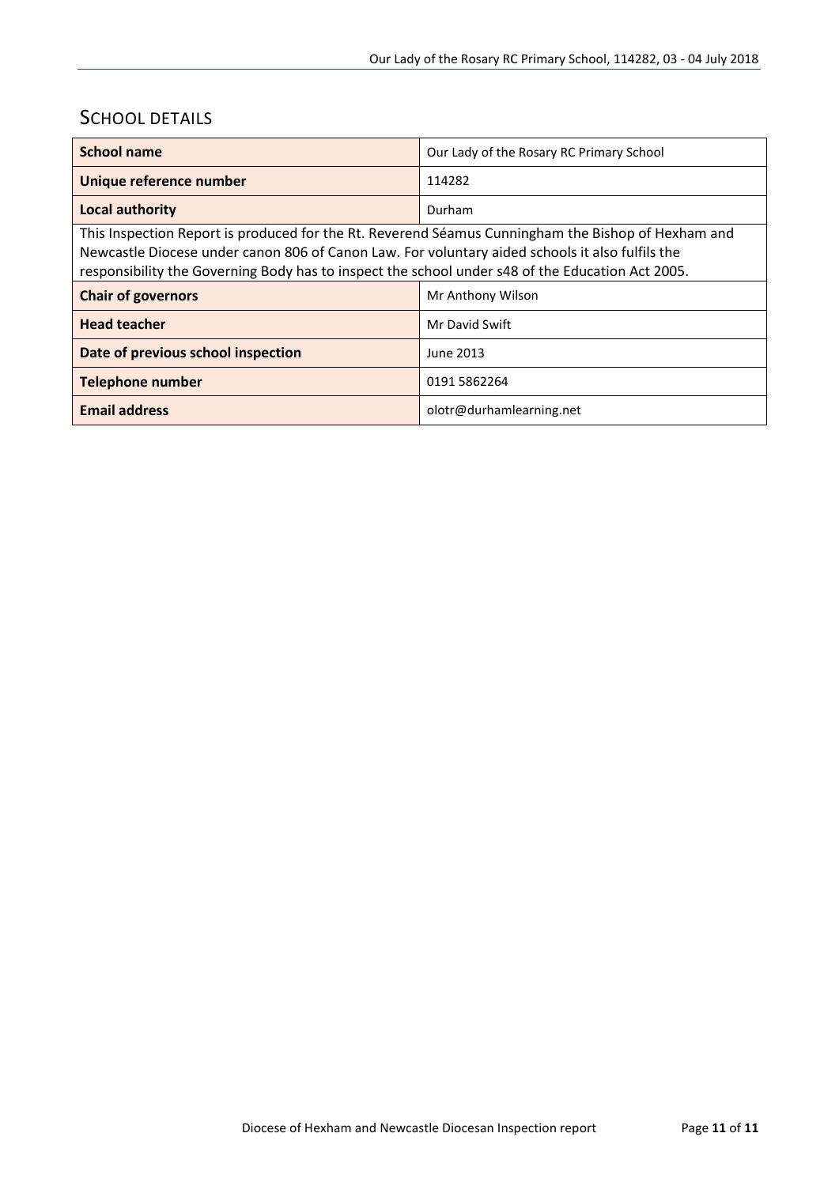## SCHOOL DETAILS

| | |
|---|---|
| **School name** | Our Lady of the Rosary RC Primary School |
| **Unique reference number** | 114282 |
| **Local authority** | Durham |
| This Inspection Report is produced for the Rt. Reverend Séamus Cunningham the Bishop of Hexham and Newcastle Diocese under canon 806 of Canon Law. For voluntary aided schools it also fulfils the responsibility the Governing Body has to inspect the school under s48 of the Education Act 2005. | |
| **Chair of governors** | Mr Anthony Wilson |
| **Head teacher** | Mr David Swift |
| **Date of previous school inspection** | June 2013 |
| **Telephone number** | 0191 5862264 |
| **Email address** | olotr@durhamlearning.net |